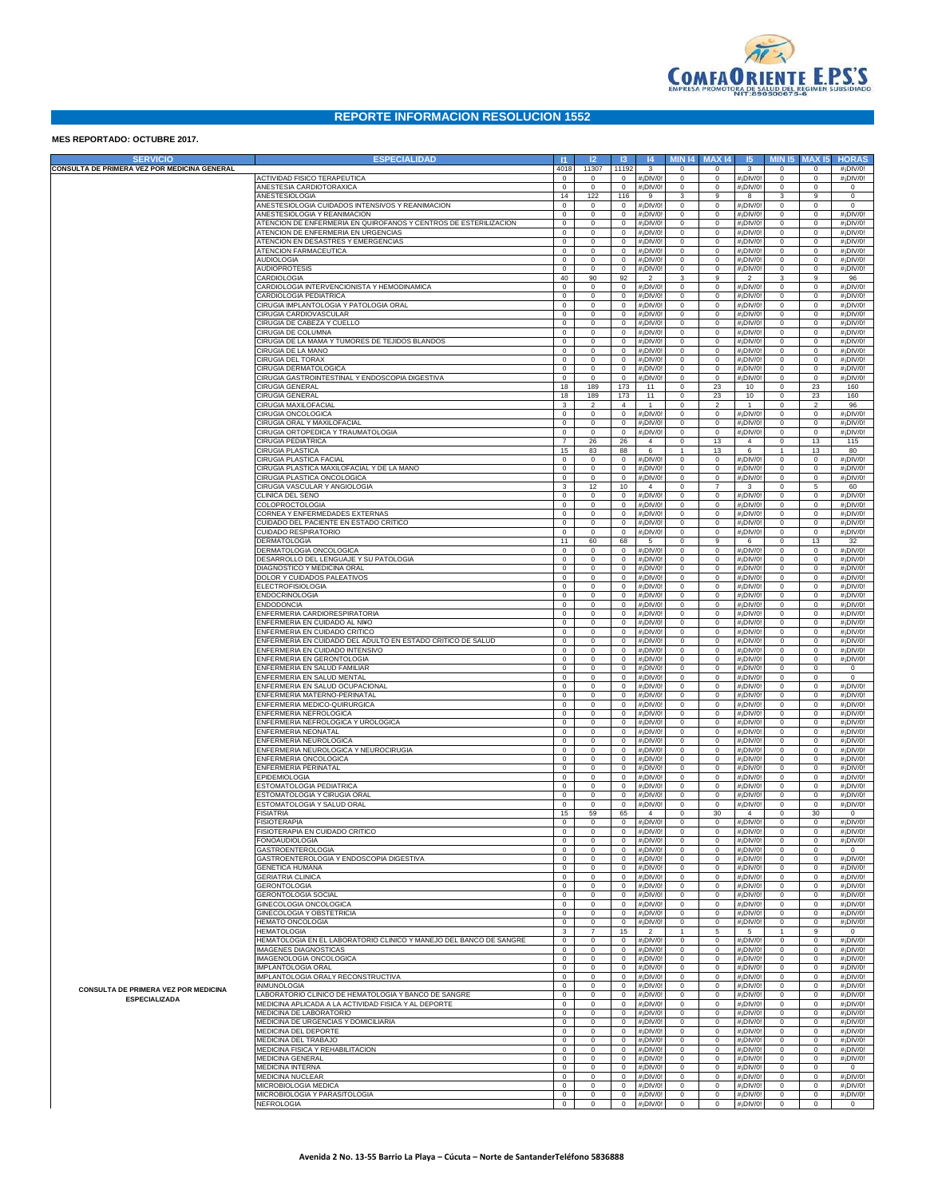COMFAORIENTE E.P.S'S
EMPRESA PROMOTORA DE SALUD DEL REGIMEN SUBSIDIADO
NIT:890500675-6

# REPORTE INFORMACION RESOLUCION 1552

**MES REPORTADO: OCTUBRE 2017.**

| SERVICIO | ESPECIALIDAD | I1 | I2 | I3 | I4 | MIN I4 | MAX I4 | I5 | MIN I5 | MAX I5 | HORAS |
|---|---|---|---|---|---|---|---|---|---|---|---|
| CONSULTA DE PRIMERA VEZ POR MEDICINA GENERAL | | 4018 | 11307 | 11192 | 3 | 0 | 0 | 3 | 0 | 0 | #¡DIV/0! |
| CONSULTA DE PRIMERA VEZ POR MEDICINA ESPECIALIZADA | ACTIVIDAD FISICO TERAPEUTICA | 0 | 0 | 0 | #¡DIV/0! | 0 | 0 | #¡DIV/0! | 0 | 0 | #¡DIV/0! |
| | ANESTESIA CARDIOTORAXICA | 0 | 0 | 0 | #¡DIV/0! | 0 | 0 | #¡DIV/0! | 0 | 0 | 0 |
| | ANESTESIOLOGIA | 14 | 122 | 116 | 9 | 3 | 9 | 8 | 3 | 9 | 0 |
| | ANESTESIOLOGIA CUIDADOS INTENSIVOS Y REANIMACION | 0 | 0 | 0 | #¡DIV/0! | 0 | 0 | #¡DIV/0! | 0 | 0 | 0 |
| | ANESTESIOLOGIA Y REANIMACION | 0 | 0 | 0 | #¡DIV/0! | 0 | 0 | #¡DIV/0! | 0 | 0 | #¡DIV/0! |
| | ATENCION DE ENFERMERIA EN QUIROFANOS Y CENTROS DE ESTERILIZACION | 0 | 0 | 0 | #¡DIV/0! | 0 | 0 | #¡DIV/0! | 0 | 0 | #¡DIV/0! |
| | ATENCION DE ENFERMERIA EN URGENCIAS | 0 | 0 | 0 | #¡DIV/0! | 0 | 0 | #¡DIV/0! | 0 | 0 | #¡DIV/0! |
| | ATENCION EN DESASTRES Y EMERGENCIAS | 0 | 0 | 0 | #¡DIV/0! | 0 | 0 | #¡DIV/0! | 0 | 0 | #¡DIV/0! |
| | ATENCION FARMACEUTICA | 0 | 0 | 0 | #¡DIV/0! | 0 | 0 | #¡DIV/0! | 0 | 0 | #¡DIV/0! |
| | AUDIOLOGIA | 0 | 0 | 0 | #¡DIV/0! | 0 | 0 | #¡DIV/0! | 0 | 0 | #¡DIV/0! |
| | AUDIOPROTESIS | 0 | 0 | 0 | #¡DIV/0! | 0 | 0 | #¡DIV/0! | 0 | 0 | #¡DIV/0! |
| | CARDIOLOGIA | 40 | 90 | 92 | 2 | 3 | 9 | 2 | 3 | 9 | 96 |
| | CARDIOLOGIA INTERVENCIONISTA Y HEMODINAMICA | 0 | 0 | 0 | #¡DIV/0! | 0 | 0 | #¡DIV/0! | 0 | 0 | #¡DIV/0! |
| | CARDIOLOGIA PEDIATRICA | 0 | 0 | 0 | #¡DIV/0! | 0 | 0 | #¡DIV/0! | 0 | 0 | #¡DIV/0! |
| | CIRUGIA IMPLANTOLOGIA Y PATOLOGIA ORAL | 0 | 0 | 0 | #¡DIV/0! | 0 | 0 | #¡DIV/0! | 0 | 0 | #¡DIV/0! |
| | CIRUGIA CARDIOVASCULAR | 0 | 0 | 0 | #¡DIV/0! | 0 | 0 | #¡DIV/0! | 0 | 0 | #¡DIV/0! |
| | CIRUGIA DE CABEZA Y CUELLO | 0 | 0 | 0 | #¡DIV/0! | 0 | 0 | #¡DIV/0! | 0 | 0 | #¡DIV/0! |
| | CIRUGIA DE COLUMNA | 0 | 0 | 0 | #¡DIV/0! | 0 | 0 | #¡DIV/0! | 0 | 0 | #¡DIV/0! |
| | CIRUGIA DE LA MAMA Y TUMORES DE TEJIDOS BLANDOS | 0 | 0 | 0 | #¡DIV/0! | 0 | 0 | #¡DIV/0! | 0 | 0 | #¡DIV/0! |
| | CIRUGIA DE LA MANO | 0 | 0 | 0 | #¡DIV/0! | 0 | 0 | #¡DIV/0! | 0 | 0 | #¡DIV/0! |
| | CIRUGIA DEL TORAX | 0 | 0 | 0 | #¡DIV/0! | 0 | 0 | #¡DIV/0! | 0 | 0 | #¡DIV/0! |
| | CIRUGIA DERMATOLOGICA | 0 | 0 | 0 | #¡DIV/0! | 0 | 0 | #¡DIV/0! | 0 | 0 | #¡DIV/0! |
| | CIRUGIA GASTROINTESTINAL Y ENDOSCOPIA DIGESTIVA | 0 | 0 | 0 | #¡DIV/0! | 0 | 0 | #¡DIV/0! | 0 | 0 | #¡DIV/0! |
| | CIRUGIA GENERAL | 18 | 189 | 173 | 11 | 0 | 23 | 10 | 0 | 23 | 160 |
| | CIRUGIA GENERAL | 18 | 189 | 173 | 11 | 0 | 23 | 10 | 0 | 23 | 160 |
| | CIRUGIA MAXILOFACIAL | 3 | 2 | 4 | 1 | 0 | 2 | 1 | 0 | 2 | 96 |
| | CIRUGIA ONCOLOGICA | 0 | 0 | 0 | #¡DIV/0! | 0 | 0 | #¡DIV/0! | 0 | 0 | #¡DIV/0! |
| | CIRUGIA ORAL Y MAXILOFACIAL | 0 | 0 | 0 | #¡DIV/0! | 0 | 0 | #¡DIV/0! | 0 | 0 | #¡DIV/0! |
| | CIRUGIA ORTOPEDICA Y TRAUMATOLOGIA | 0 | 0 | 0 | #¡DIV/0! | 0 | 0 | #¡DIV/0! | 0 | 0 | #¡DIV/0! |
| | CIRUGIA PEDIATRICA | 7 | 26 | 26 | 4 | 0 | 13 | 4 | 0 | 13 | 115 |
| | CIRUGIA PLASTICA | 15 | 83 | 88 | 6 | 1 | 13 | 6 | 1 | 13 | 80 |
| | CIRUGIA PLASTICA FACIAL | 0 | 0 | 0 | #¡DIV/0! | 0 | 0 | #¡DIV/0! | 0 | 0 | #¡DIV/0! |
| | CIRUGIA PLASTICA MAXILOFACIAL Y DE LA MANO | 0 | 0 | 0 | #¡DIV/0! | 0 | 0 | #¡DIV/0! | 0 | 0 | #¡DIV/0! |
| | CIRUGIA PLASTICA ONCOLOGICA | 0 | 0 | 0 | #¡DIV/0! | 0 | 0 | #¡DIV/0! | 0 | 0 | #¡DIV/0! |
| | CIRUGIA VASCULAR Y ANGIOLOGIA | 3 | 12 | 10 | 4 | 0 | 7 | 3 | 0 | 5 | 60 |
| | CLINICA DEL SENO | 0 | 0 | 0 | #¡DIV/0! | 0 | 0 | #¡DIV/0! | 0 | 0 | #¡DIV/0! |
| | COLOPROCTOLOGIA | 0 | 0 | 0 | #¡DIV/0! | 0 | 0 | #¡DIV/0! | 0 | 0 | #¡DIV/0! |
| | CORNEA Y ENFERMEDADES EXTERNAS | 0 | 0 | 0 | #¡DIV/0! | 0 | 0 | #¡DIV/0! | 0 | 0 | #¡DIV/0! |
| | CUIDADO DEL PACIENTE EN ESTADO CRITICO | 0 | 0 | 0 | #¡DIV/0! | 0 | 0 | #¡DIV/0! | 0 | 0 | #¡DIV/0! |
| | CUIDADO RESPIRATORIO | 0 | 0 | 0 | #¡DIV/0! | 0 | 0 | #¡DIV/0! | 0 | 0 | #¡DIV/0! |
| | DERMATOLOGIA | 11 | 60 | 68 | 5 | 0 | 9 | 6 | 0 | 13 | 32 |
| | DERMATOLOGIA ONCOLOGICA | 0 | 0 | 0 | #¡DIV/0! | 0 | 0 | #¡DIV/0! | 0 | 0 | #¡DIV/0! |
| | DESARROLLO DEL LENGUAJE Y SU PATOLOGIA | 0 | 0 | 0 | #¡DIV/0! | 0 | 0 | #¡DIV/0! | 0 | 0 | #¡DIV/0! |
| | DIAGNOSTICO Y MEDICINA ORAL | 0 | 0 | 0 | #¡DIV/0! | 0 | 0 | #¡DIV/0! | 0 | 0 | #¡DIV/0! |
| | DOLOR Y CUIDADOS PALEATIVOS | 0 | 0 | 0 | #¡DIV/0! | 0 | 0 | #¡DIV/0! | 0 | 0 | #¡DIV/0! |
| | ELECTROFISIOLOGIA | 0 | 0 | 0 | #¡DIV/0! | 0 | 0 | #¡DIV/0! | 0 | 0 | #¡DIV/0! |
| | ENDOCRINOLOGIA | 0 | 0 | 0 | #¡DIV/0! | 0 | 0 | #¡DIV/0! | 0 | 0 | #¡DIV/0! |
| | ENDODONCIA | 0 | 0 | 0 | #¡DIV/0! | 0 | 0 | #¡DIV/0! | 0 | 0 | #¡DIV/0! |
| | ENFERMERIA CARDIORESPIRATORIA | 0 | 0 | 0 | #¡DIV/0! | 0 | 0 | #¡DIV/0! | 0 | 0 | #¡DIV/0! |
| | ENFERMERIA EN CUIDADO AL NI¥O | 0 | 0 | 0 | #¡DIV/0! | 0 | 0 | #¡DIV/0! | 0 | 0 | #¡DIV/0! |
| | ENFERMERIA EN CUIDADO CRITICO | 0 | 0 | 0 | #¡DIV/0! | 0 | 0 | #¡DIV/0! | 0 | 0 | #¡DIV/0! |
| | ENFERMERIA EN CUIDADO DEL ADULTO EN ESTADO CRITICO DE SALUD | 0 | 0 | 0 | #¡DIV/0! | 0 | 0 | #¡DIV/0! | 0 | 0 | #¡DIV/0! |
| | ENFERMERIA EN CUIDADO INTENSIVO | 0 | 0 | 0 | #¡DIV/0! | 0 | 0 | #¡DIV/0! | 0 | 0 | #¡DIV/0! |
| | ENFERMERIA EN GERONTOLOGIA | 0 | 0 | 0 | #¡DIV/0! | 0 | 0 | #¡DIV/0! | 0 | 0 | #¡DIV/0! |
| | ENFERMERIA EN SALUD FAMILIAR | 0 | 0 | 0 | #¡DIV/0! | 0 | 0 | #¡DIV/0! | 0 | 0 | 0 |
| | ENFERMERIA EN SALUD MENTAL | 0 | 0 | 0 | #¡DIV/0! | 0 | 0 | #¡DIV/0! | 0 | 0 | 0 |
| | ENFERMERIA EN SALUD OCUPACIONAL | 0 | 0 | 0 | #¡DIV/0! | 0 | 0 | #¡DIV/0! | 0 | 0 | #¡DIV/0! |
| | ENFERMERIA MATERNO-PERINATAL | 0 | 0 | 0 | #¡DIV/0! | 0 | 0 | #¡DIV/0! | 0 | 0 | #¡DIV/0! |
| | ENFERMERIA MEDICO-QUIRURGICA | 0 | 0 | 0 | #¡DIV/0! | 0 | 0 | #¡DIV/0! | 0 | 0 | #¡DIV/0! |
| | ENFERMERIA NEFROLOGICA | 0 | 0 | 0 | #¡DIV/0! | 0 | 0 | #¡DIV/0! | 0 | 0 | #¡DIV/0! |
| | ENFERMERIA NEFROLOGICA Y UROLOGICA | 0 | 0 | 0 | #¡DIV/0! | 0 | 0 | #¡DIV/0! | 0 | 0 | #¡DIV/0! |
| | ENFERMERIA NEONATAL | 0 | 0 | 0 | #¡DIV/0! | 0 | 0 | #¡DIV/0! | 0 | 0 | #¡DIV/0! |
| | ENFERMERIA NEUROLOGICA | 0 | 0 | 0 | #¡DIV/0! | 0 | 0 | #¡DIV/0! | 0 | 0 | #¡DIV/0! |
| | ENFERMERIA NEUROLOGICA Y NEUROCIRUGIA | 0 | 0 | 0 | #¡DIV/0! | 0 | 0 | #¡DIV/0! | 0 | 0 | #¡DIV/0! |
| | ENFERMERIA ONCOLOGICA | 0 | 0 | 0 | #¡DIV/0! | 0 | 0 | #¡DIV/0! | 0 | 0 | #¡DIV/0! |
| | ENFERMERIA PERINATAL | 0 | 0 | 0 | #¡DIV/0! | 0 | 0 | #¡DIV/0! | 0 | 0 | #¡DIV/0! |
| | EPIDEMIOLOGIA | 0 | 0 | 0 | #¡DIV/0! | 0 | 0 | #¡DIV/0! | 0 | 0 | #¡DIV/0! |
| | ESTOMATOLOGIA PEDIATRICA | 0 | 0 | 0 | #¡DIV/0! | 0 | 0 | #¡DIV/0! | 0 | 0 | #¡DIV/0! |
| | ESTOMATOLOGIA Y CIRUGIA ORAL | 0 | 0 | 0 | #¡DIV/0! | 0 | 0 | #¡DIV/0! | 0 | 0 | #¡DIV/0! |
| | ESTOMATOLOGIA Y SALUD ORAL | 0 | 0 | 0 | #¡DIV/0! | 0 | 0 | #¡DIV/0! | 0 | 0 | #¡DIV/0! |
| | FISIATRIA | 15 | 59 | 65 | 4 | 0 | 30 | 4 | 0 | 30 | 0 |
| | FISIOTERAPIA | 0 | 0 | 0 | #¡DIV/0! | 0 | 0 | #¡DIV/0! | 0 | 0 | #¡DIV/0! |
| | FISIOTERAPIA EN CUIDADO CRITICO | 0 | 0 | 0 | #¡DIV/0! | 0 | 0 | #¡DIV/0! | 0 | 0 | #¡DIV/0! |
| | FONOAUDIOLOGIA | 0 | 0 | 0 | #¡DIV/0! | 0 | 0 | #¡DIV/0! | 0 | 0 | #¡DIV/0! |
| | GASTROENTEROLOGIA | 0 | 0 | 0 | #¡DIV/0! | 0 | 0 | #¡DIV/0! | 0 | 0 | 0 |
| | GASTROENTEROLOGIA Y ENDOSCOPIA DIGESTIVA | 0 | 0 | 0 | #¡DIV/0! | 0 | 0 | #¡DIV/0! | 0 | 0 | #¡DIV/0! |
| | GENETICA HUMANA | 0 | 0 | 0 | #¡DIV/0! | 0 | 0 | #¡DIV/0! | 0 | 0 | #¡DIV/0! |
| | GERIATRIA CLINICA | 0 | 0 | 0 | #¡DIV/0! | 0 | 0 | #¡DIV/0! | 0 | 0 | #¡DIV/0! |
| | GERONTOLOGIA | 0 | 0 | 0 | #¡DIV/0! | 0 | 0 | #¡DIV/0! | 0 | 0 | #¡DIV/0! |
| | GERONTOLOGIA SOCIAL | 0 | 0 | 0 | #¡DIV/0! | 0 | 0 | #¡DIV/0! | 0 | 0 | #¡DIV/0! |
| | GINECOLOGIA ONCOLOGICA | 0 | 0 | 0 | #¡DIV/0! | 0 | 0 | #¡DIV/0! | 0 | 0 | #¡DIV/0! |
| | GINECOLOGIA Y OBSTETRICIA | 0 | 0 | 0 | #¡DIV/0! | 0 | 0 | #¡DIV/0! | 0 | 0 | #¡DIV/0! |
| | HEMATO ONCOLOGIA | 0 | 0 | 0 | #¡DIV/0! | 0 | 0 | #¡DIV/0! | 0 | 0 | #¡DIV/0! |
| | HEMATOLOGIA | 3 | 7 | 15 | 2 | 1 | 5 | 5 | 1 | 9 | 0 |
| | HEMATOLOGIA EN EL LABORATORIO CLINICO Y MANEJO DEL BANCO DE SANGRE | 0 | 0 | 0 | #¡DIV/0! | 0 | 0 | #¡DIV/0! | 0 | 0 | #¡DIV/0! |
| | IMAGENES DIAGNOSTICAS | 0 | 0 | 0 | #¡DIV/0! | 0 | 0 | #¡DIV/0! | 0 | 0 | #¡DIV/0! |
| | IMAGENOLOGIA ONCOLOGICA | 0 | 0 | 0 | #¡DIV/0! | 0 | 0 | #¡DIV/0! | 0 | 0 | #¡DIV/0! |
| | IMPLANTOLOGIA ORAL | 0 | 0 | 0 | #¡DIV/0! | 0 | 0 | #¡DIV/0! | 0 | 0 | #¡DIV/0! |
| | IMPLANTOLOGIA ORALY RECONSTRUCTIVA | 0 | 0 | 0 | #¡DIV/0! | 0 | 0 | #¡DIV/0! | 0 | 0 | #¡DIV/0! |
| | INMUNOLOGIA | 0 | 0 | 0 | #¡DIV/0! | 0 | 0 | #¡DIV/0! | 0 | 0 | #¡DIV/0! |
| | LABORATORIO CLINICO DE HEMATOLOGIA Y BANCO DE SANGRE | 0 | 0 | 0 | #¡DIV/0! | 0 | 0 | #¡DIV/0! | 0 | 0 | #¡DIV/0! |
| | MEDICINA APLICADA A LA ACTIVIDAD FISICA Y AL DEPORTE | 0 | 0 | 0 | #¡DIV/0! | 0 | 0 | #¡DIV/0! | 0 | 0 | #¡DIV/0! |
| | MEDICINA DE LABORATORIO | 0 | 0 | 0 | #¡DIV/0! | 0 | 0 | #¡DIV/0! | 0 | 0 | #¡DIV/0! |
| | MEDICINA DE URGENCIAS Y DOMICILIARIA | 0 | 0 | 0 | #¡DIV/0! | 0 | 0 | #¡DIV/0! | 0 | 0 | #¡DIV/0! |
| | MEDICINA DEL DEPORTE | 0 | 0 | 0 | #¡DIV/0! | 0 | 0 | #¡DIV/0! | 0 | 0 | #¡DIV/0! |
| | MEDICINA DEL TRABAJO | 0 | 0 | 0 | #¡DIV/0! | 0 | 0 | #¡DIV/0! | 0 | 0 | #¡DIV/0! |
| | MEDICINA FISICA Y REHABILITACION | 0 | 0 | 0 | #¡DIV/0! | 0 | 0 | #¡DIV/0! | 0 | 0 | #¡DIV/0! |
| | MEDICINA GENERAL | 0 | 0 | 0 | #¡DIV/0! | 0 | 0 | #¡DIV/0! | 0 | 0 | #¡DIV/0! |
| | MEDICINA INTERNA | 0 | 0 | 0 | #¡DIV/0! | 0 | 0 | #¡DIV/0! | 0 | 0 | 0 |
| | MEDICINA NUCLEAR | 0 | 0 | 0 | #¡DIV/0! | 0 | 0 | #¡DIV/0! | 0 | 0 | #¡DIV/0! |
| | MICROBIOLOGIA MEDICA | 0 | 0 | 0 | #¡DIV/0! | 0 | 0 | #¡DIV/0! | 0 | 0 | #¡DIV/0! |
| | MICROBIOLOGIA Y PARASITOLOGIA | 0 | 0 | 0 | #¡DIV/0! | 0 | 0 | #¡DIV/0! | 0 | 0 | #¡DIV/0! |
| | NEFROLOGIA | 0 | 0 | 0 | #¡DIV/0! | 0 | 0 | #¡DIV/0! | 0 | 0 | 0 |

**Avenida 2 No. 13-55 Barrio La Playa – Cúcuta – Norte de SantanderTeléfono 5836888**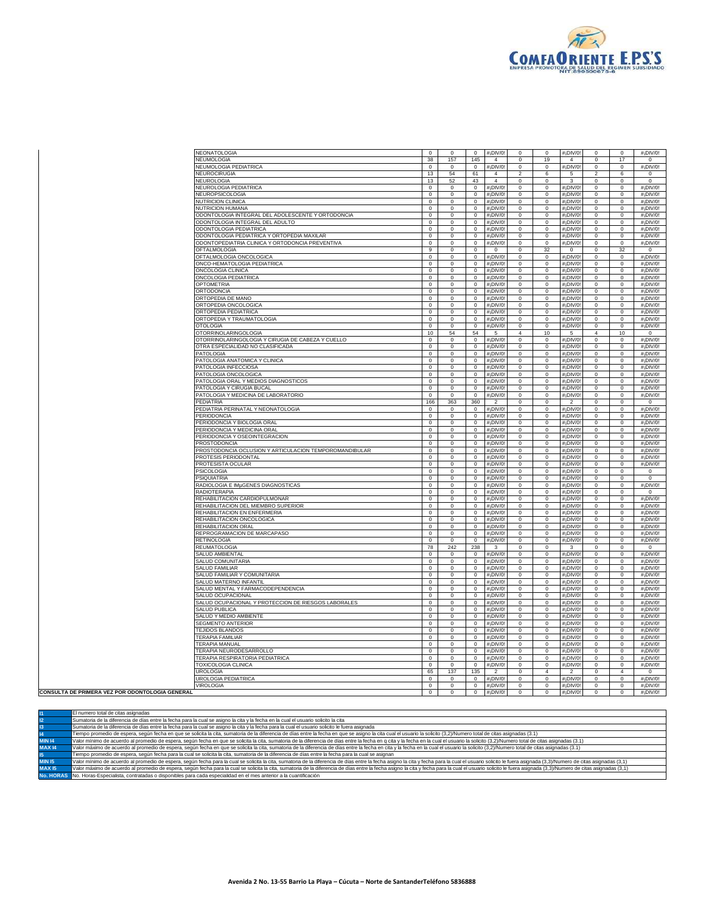| | | | | | | | | | | |
|---|---|---|---|---|---|---|---|---|---|---|
| | NEONATOLOGIA | 0 | 0 | 0 | #¡DIV/0! | 0 | 0 | #¡DIV/0! | 0 | 0 | #¡DIV/0! |
| | NEUMOLOGIA | 38 | 157 | 145 | 4 | 0 | 19 | 4 | 0 | 17 | 0 |
| | NEUMOLOGIA PEDIATRICA | 0 | 0 | 0 | #¡DIV/0! | 0 | 0 | #¡DIV/0! | 0 | 0 | #¡DIV/0! |
| | NEUROCIRUGIA | 13 | 54 | 61 | 4 | 2 | 6 | 5 | 2 | 6 | 0 |
| | NEUROLOGIA | 13 | 52 | 43 | 4 | 0 | 0 | 3 | 0 | 0 | 0 |
| | NEUROLOGIA PEDIATRICA | 0 | 0 | 0 | #¡DIV/0! | 0 | 0 | #¡DIV/0! | 0 | 0 | #¡DIV/0! |
| | NEUROPSICOLOGIA | 0 | 0 | 0 | #¡DIV/0! | 0 | 0 | #¡DIV/0! | 0 | 0 | #¡DIV/0! |
| | NUTRICION CLINICA | 0 | 0 | 0 | #¡DIV/0! | 0 | 0 | #¡DIV/0! | 0 | 0 | #¡DIV/0! |
| | NUTRICION HUMANA | 0 | 0 | 0 | #¡DIV/0! | 0 | 0 | #¡DIV/0! | 0 | 0 | #¡DIV/0! |
| | ODONTOLOGIA INTEGRAL DEL ADOLESCENTE Y ORTODONCIA | 0 | 0 | 0 | #¡DIV/0! | 0 | 0 | #¡DIV/0! | 0 | 0 | #¡DIV/0! |
| | ODONTOLOGIA INTEGRAL DEL ADULTO | 0 | 0 | 0 | #¡DIV/0! | 0 | 0 | #¡DIV/0! | 0 | 0 | #¡DIV/0! |
| | ODONTOLOGIA PEDIATRICA | 0 | 0 | 0 | #¡DIV/0! | 0 | 0 | #¡DIV/0! | 0 | 0 | #¡DIV/0! |
| | ODONTOLOGIA PEDIATRICA Y ORTOPEDIA MAXILAR | 0 | 0 | 0 | #¡DIV/0! | 0 | 0 | #¡DIV/0! | 0 | 0 | #¡DIV/0! |
| | ODONTOPEDIATRIA CLINICA Y ORTODONCIA PREVENTIVA | 0 | 0 | 0 | #¡DIV/0! | 0 | 0 | #¡DIV/0! | 0 | 0 | #¡DIV/0! |
| | OFTALMOLOGIA | 9 | 0 | 0 | 0 | 0 | 32 | 0 | 0 | 32 | 0 |
| | OFTALMOLOGIA ONCOLOGICA | 0 | 0 | 0 | #¡DIV/0! | 0 | 0 | #¡DIV/0! | 0 | 0 | #¡DIV/0! |
| | ONCO-HEMATOLOGIA PEDIATRICA | 0 | 0 | 0 | #¡DIV/0! | 0 | 0 | #¡DIV/0! | 0 | 0 | #¡DIV/0! |
| | ONCOLOGIA CLINICA | 0 | 0 | 0 | #¡DIV/0! | 0 | 0 | #¡DIV/0! | 0 | 0 | #¡DIV/0! |
| | ONCOLOGIA PEDIATRICA | 0 | 0 | 0 | #¡DIV/0! | 0 | 0 | #¡DIV/0! | 0 | 0 | #¡DIV/0! |
| | OPTOMETRIA | 0 | 0 | 0 | #¡DIV/0! | 0 | 0 | #¡DIV/0! | 0 | 0 | #¡DIV/0! |
| | ORTODONCIA | 0 | 0 | 0 | #¡DIV/0! | 0 | 0 | #¡DIV/0! | 0 | 0 | #¡DIV/0! |
| | ORTOPEDIA DE MANO | 0 | 0 | 0 | #¡DIV/0! | 0 | 0 | #¡DIV/0! | 0 | 0 | #¡DIV/0! |
| | ORTOPEDIA ONCOLOGICA | 0 | 0 | 0 | #¡DIV/0! | 0 | 0 | #¡DIV/0! | 0 | 0 | #¡DIV/0! |
| | ORTOPEDIA PEDIATRICA | 0 | 0 | 0 | #¡DIV/0! | 0 | 0 | #¡DIV/0! | 0 | 0 | #¡DIV/0! |
| | ORTOPEDIA Y TRAUMATOLOGIA | 0 | 0 | 0 | #¡DIV/0! | 0 | 0 | #¡DIV/0! | 0 | 0 | #¡DIV/0! |
| | OTOLOGIA | 0 | 0 | 0 | #¡DIV/0! | 0 | 0 | #¡DIV/0! | 0 | 0 | #¡DIV/0! |
| | OTORRINOLARINGOLOGIA | 10 | 54 | 54 | 5 | 4 | 10 | 5 | 4 | 10 | 0 |
| | OTORRINOLARINGOLOGIA Y CIRUGIA DE CABEZA Y CUELLO | 0 | 0 | 0 | #¡DIV/0! | 0 | 0 | #¡DIV/0! | 0 | 0 | #¡DIV/0! |
| | OTRA ESPECIALIDAD NO CLASIFICADA | 0 | 0 | 0 | #¡DIV/0! | 0 | 0 | #¡DIV/0! | 0 | 0 | #¡DIV/0! |
| | PATOLOGIA | 0 | 0 | 0 | #¡DIV/0! | 0 | 0 | #¡DIV/0! | 0 | 0 | #¡DIV/0! |
| | PATOLOGIA ANATOMICA Y CLINICA | 0 | 0 | 0 | #¡DIV/0! | 0 | 0 | #¡DIV/0! | 0 | 0 | #¡DIV/0! |
| | PATOLOGIA INFECCIOSA | 0 | 0 | 0 | #¡DIV/0! | 0 | 0 | #¡DIV/0! | 0 | 0 | #¡DIV/0! |
| | PATOLOGIA ONCOLOGICA | 0 | 0 | 0 | #¡DIV/0! | 0 | 0 | #¡DIV/0! | 0 | 0 | #¡DIV/0! |
| | PATOLOGIA ORAL Y MEDIOS DIAGNOSTICOS | 0 | 0 | 0 | #¡DIV/0! | 0 | 0 | #¡DIV/0! | 0 | 0 | #¡DIV/0! |
| | PATOLOGIA Y CIRUGIA BUCAL | 0 | 0 | 0 | #¡DIV/0! | 0 | 0 | #¡DIV/0! | 0 | 0 | #¡DIV/0! |
| | PATOLOGIA Y MEDICINA DE LABORATORIO | 0 | 0 | 0 | #¡DIV/0! | 0 | 0 | #¡DIV/0! | 0 | 0 | #¡DIV/0! |
| | PEDIATRIA | 166 | 363 | 360 | 2 | 0 | 0 | 2 | 0 | 0 | 0 |
| | PEDIATRIA PERINATAL Y NEONATOLOGIA | 0 | 0 | 0 | #¡DIV/0! | 0 | 0 | #¡DIV/0! | 0 | 0 | #¡DIV/0! |
| | PERIODONCIA | 0 | 0 | 0 | #¡DIV/0! | 0 | 0 | #¡DIV/0! | 0 | 0 | #¡DIV/0! |
| | PERIODONCIA Y BIOLOGIA ORAL | 0 | 0 | 0 | #¡DIV/0! | 0 | 0 | #¡DIV/0! | 0 | 0 | #¡DIV/0! |
| | PERIODONCIA Y MEDICINA ORAL | 0 | 0 | 0 | #¡DIV/0! | 0 | 0 | #¡DIV/0! | 0 | 0 | #¡DIV/0! |
| | PERIODONCIA Y OSEOINTEGRACION | 0 | 0 | 0 | #¡DIV/0! | 0 | 0 | #¡DIV/0! | 0 | 0 | #¡DIV/0! |
| | PROSTODONCIA | 0 | 0 | 0 | #¡DIV/0! | 0 | 0 | #¡DIV/0! | 0 | 0 | #¡DIV/0! |
| | PROSTODONCIA OCLUSION Y ARTICULACION TEMPOROMANDIBULAR | 0 | 0 | 0 | #¡DIV/0! | 0 | 0 | #¡DIV/0! | 0 | 0 | #¡DIV/0! |
| | PROTESIS PERIODONTAL | 0 | 0 | 0 | #¡DIV/0! | 0 | 0 | #¡DIV/0! | 0 | 0 | #¡DIV/0! |
| | PROTESISTA OCULAR | 0 | 0 | 0 | #¡DIV/0! | 0 | 0 | #¡DIV/0! | 0 | 0 | #¡DIV/0! |
| | PSICOLOGIA | 0 | 0 | 0 | #¡DIV/0! | 0 | 0 | #¡DIV/0! | 0 | 0 | 0 |
| | PSIQUIATRIA | 0 | 0 | 0 | #¡DIV/0! | 0 | 0 | #¡DIV/0! | 0 | 0 | 0 |
| | RADIOLOGIA E IMµGENES DIAGNOSTICAS | 0 | 0 | 0 | #¡DIV/0! | 0 | 0 | #¡DIV/0! | 0 | 0 | #¡DIV/0! |
| | RADIOTERAPIA | 0 | 0 | 0 | #¡DIV/0! | 0 | 0 | #¡DIV/0! | 0 | 0 | 0 |
| | REHABILITACION CARDIOPULMONAR | 0 | 0 | 0 | #¡DIV/0! | 0 | 0 | #¡DIV/0! | 0 | 0 | #¡DIV/0! |
| | REHABILITACION DEL MIEMBRO SUPERIOR | 0 | 0 | 0 | #¡DIV/0! | 0 | 0 | #¡DIV/0! | 0 | 0 | #¡DIV/0! |
| | REHABILITACION EN ENFERMERIA | 0 | 0 | 0 | #¡DIV/0! | 0 | 0 | #¡DIV/0! | 0 | 0 | #¡DIV/0! |
| | REHABILITACION ONCOLOGICA | 0 | 0 | 0 | #¡DIV/0! | 0 | 0 | #¡DIV/0! | 0 | 0 | #¡DIV/0! |
| | REHABILITACION ORAL | 0 | 0 | 0 | #¡DIV/0! | 0 | 0 | #¡DIV/0! | 0 | 0 | #¡DIV/0! |
| | REPROGRAMACION DE MARCAPASO | 0 | 0 | 0 | #¡DIV/0! | 0 | 0 | #¡DIV/0! | 0 | 0 | #¡DIV/0! |
| | RETINOLOGIA | 0 | 0 | 0 | #¡DIV/0! | 0 | 0 | #¡DIV/0! | 0 | 0 | #¡DIV/0! |
| | REUMATOLOGIA | 78 | 242 | 238 | 3 | 0 | 0 | 3 | 0 | 0 | 0 |
| | SALUD AMBIENTAL | 0 | 0 | 0 | #¡DIV/0! | 0 | 0 | #¡DIV/0! | 0 | 0 | #¡DIV/0! |
| | SALUD COMUNITARIA | 0 | 0 | 0 | #¡DIV/0! | 0 | 0 | #¡DIV/0! | 0 | 0 | #¡DIV/0! |
| | SALUD FAMILIAR | 0 | 0 | 0 | #¡DIV/0! | 0 | 0 | #¡DIV/0! | 0 | 0 | #¡DIV/0! |
| | SALUD FAMILIAR Y COMUNITARIA | 0 | 0 | 0 | #¡DIV/0! | 0 | 0 | #¡DIV/0! | 0 | 0 | #¡DIV/0! |
| | SALUD MATERNO INFANTIL | 0 | 0 | 0 | #¡DIV/0! | 0 | 0 | #¡DIV/0! | 0 | 0 | #¡DIV/0! |
| | SALUD MENTAL Y FARMACODEPENDENCIA | 0 | 0 | 0 | #¡DIV/0! | 0 | 0 | #¡DIV/0! | 0 | 0 | #¡DIV/0! |
| | SALUD OCUPACIONAL | 0 | 0 | 0 | #¡DIV/0! | 0 | 0 | #¡DIV/0! | 0 | 0 | #¡DIV/0! |
| | SALUD OCUPACIONAL Y PROTECCION DE RIESGOS LABORALES | 0 | 0 | 0 | #¡DIV/0! | 0 | 0 | #¡DIV/0! | 0 | 0 | #¡DIV/0! |
| | SALUD PUBLICA | 0 | 0 | 0 | #¡DIV/0! | 0 | 0 | #¡DIV/0! | 0 | 0 | #¡DIV/0! |
| | SALUD Y MEDIO AMBIENTE | 0 | 0 | 0 | #¡DIV/0! | 0 | 0 | #¡DIV/0! | 0 | 0 | #¡DIV/0! |
| | SEGMENTO ANTERIOR | 0 | 0 | 0 | #¡DIV/0! | 0 | 0 | #¡DIV/0! | 0 | 0 | #¡DIV/0! |
| | TEJIDOS BLANDOS | 0 | 0 | 0 | #¡DIV/0! | 0 | 0 | #¡DIV/0! | 0 | 0 | #¡DIV/0! |
| | TERAPIA FAMILIAR | 0 | 0 | 0 | #¡DIV/0! | 0 | 0 | #¡DIV/0! | 0 | 0 | #¡DIV/0! |
| | TERAPIA MANUAL | 0 | 0 | 0 | #¡DIV/0! | 0 | 0 | #¡DIV/0! | 0 | 0 | #¡DIV/0! |
| | TERAPIA NEURODESARROLLO | 0 | 0 | 0 | #¡DIV/0! | 0 | 0 | #¡DIV/0! | 0 | 0 | #¡DIV/0! |
| | TERAPIA RESPIRATORIA PEDIATRICA | 0 | 0 | 0 | #¡DIV/0! | 0 | 0 | #¡DIV/0! | 0 | 0 | #¡DIV/0! |
| | TOXICOLOGIA CLINICA | 0 | 0 | 0 | #¡DIV/0! | 0 | 0 | #¡DIV/0! | 0 | 0 | #¡DIV/0! |
| | UROLOGIA | 65 | 137 | 135 | 2 | 0 | 4 | 2 | 0 | 4 | 0 |
| | UROLOGIA PEDIATRICA | 0 | 0 | 0 | #¡DIV/0! | 0 | 0 | #¡DIV/0! | 0 | 0 | #¡DIV/0! |
| | VIROLOGIA | 0 | 0 | 0 | #¡DIV/0! | 0 | 0 | #¡DIV/0! | 0 | 0 | #¡DIV/0! |
| CONSULTA DE PRIMERA VEZ POR ODONTOLOGIA GENERAL | | 0 | 0 | 0 | #¡DIV/0! | 0 | 0 | #¡DIV/0! | 0 | 0 | #¡DIV/0! |

| | |
|---|---|
| I1 | El numero total de citas asignadas |
| I2 | Sumatoria de la diferencia de días entre la fecha para la cual se asigno la cita y la fecha en la cual el usuario solicito la cita |
| I3 | Sumatoria de la diferencia de días entre la fecha para la cual se asigno la cita y la fecha para la cual el usuario solicito le fuera asignada |
| I4 | Tiempo promedio de espera, según fecha en que se solicita la cita, sumatoria de la diferencia de días entre la fecha en que se asigno la cita cual el usuario la solicito (3,2)/Numero total de citas asignadas (3.1) |
| MIN I4 | Valor mínimo de acuerdo al promedio de espera, según fecha en que se solicita la cita, sumatoria de la diferencia de días entre la fecha en q cita y la fecha en la cual el usuario la solicito (3,2)/Numero total de citas asignadas (3.1) |
| MAX I4 | Valor máximo de acuerdo al promedio de espera, según fecha en que se solicita la cita, sumatoria de la diferencia de días entre la fecha en cita y la fecha en la cual el usuario la solicito (3,2)/Numero total de citas asignadas (3.1) |
| I5 | Tiempo promedio de espera, según fecha para la cual se solicita la cita, sumatoria de la diferencia de días entre la fecha para la cual se asignan |
| MIN I5 | Valor mínimo de acuerdo al promedio de espera, según fecha para la cual se solicita la cita, sumatoria de la diferencia de días entre la fecha asigno la cita y fecha para la cual el usuario solicito le fuera asignada (3,3)/Numero de citas asignadas (3,1) |
| MAX I5 | Valor máximo de acuerdo al promedio de espera, según fecha para la cual se solicita la cita, sumatoria de la diferencia de días entre la fecha asigno la cita y fecha para la cual el usuario solicito le fuera asignada (3,3)/Numero de citas asignadas (3,1) |
| No. HORAS | No. Horas-Especialista, contratadas o disponibles para cada especialidad en el mes anterior a la cuantificación |

Avenida 2 No. 13-55 Barrio La Playa – Cúcuta – Norte de SantanderTeléfono 5836888